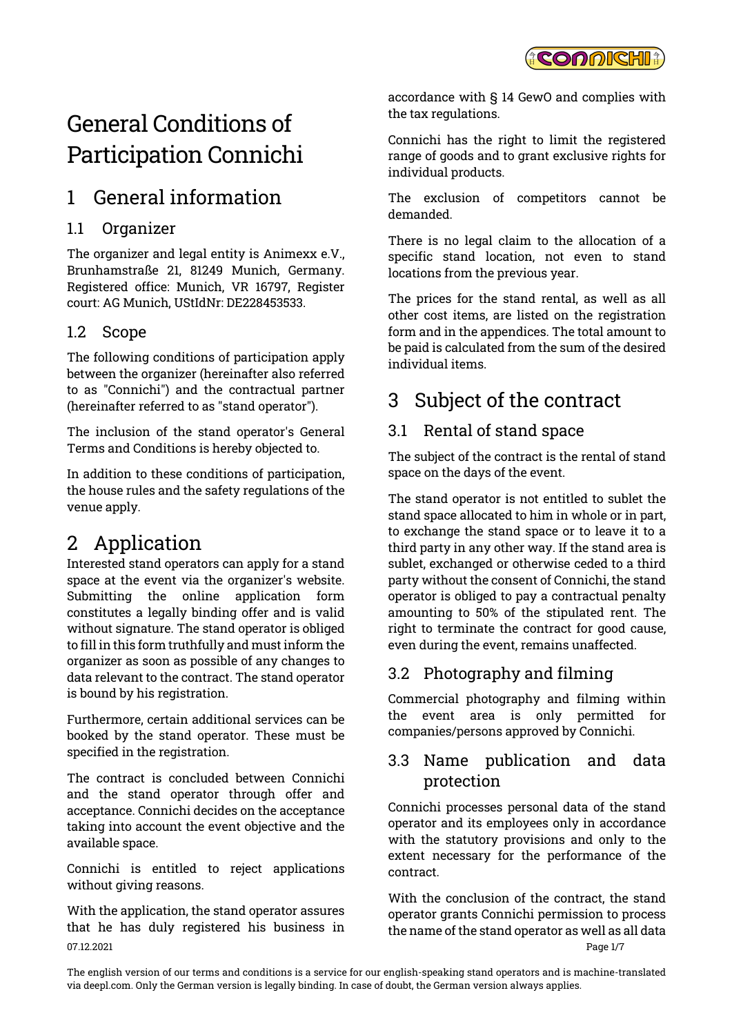# General Conditions of Participation Connichi

## 1 General information

### 1.1 Organizer

The organizer and legal entity is Animexx e.V., Brunhamstraße 21, 81249 Munich, Germany. Registered office: Munich, VR 16797, Register court: AG Munich, UStIdNr: DE228453533.

### 1.2 Scope

The following conditions of participation apply between the organizer (hereinafter also referred to as "Connichi") and the contractual partner (hereinafter referred to as "stand operator").

The inclusion of the stand operator's General Terms and Conditions is hereby objected to.

In addition to these conditions of participation, the house rules and the safety regulations of the venue apply.

## 2 Application

Interested stand operators can apply for a stand space at the event via the organizer's website. Submitting the online application form constitutes a legally binding offer and is valid without signature. The stand operator is obliged to fill in this form truthfully and must inform the organizer as soon as possible of any changes to data relevant to the contract. The stand operator is bound by his registration.

Furthermore, certain additional services can be booked by the stand operator. These must be specified in the registration.

The contract is concluded between Connichi and the stand operator through offer and acceptance. Connichi decides on the acceptance taking into account the event objective and the available space.

Connichi is entitled to reject applications without giving reasons.

With the application, the stand operator assures that he has duly registered his business in accordance with § 14 GewO and complies with the tax regulations.

Connichi has the right to limit the registered range of goods and to grant exclusive rights for individual products.

The exclusion of competitors cannot be demanded.

There is no legal claim to the allocation of a specific stand location, not even to stand locations from the previous year.

The prices for the stand rental, as well as all other cost items, are listed on the registration form and in the appendices. The total amount to be paid is calculated from the sum of the desired individual items.

## 3 Subject of the contract

### 3.1 Rental of stand space

The subject of the contract is the rental of stand space on the days of the event.

The stand operator is not entitled to sublet the stand space allocated to him in whole or in part, to exchange the stand space or to leave it to a third party in any other way. If the stand area is sublet, exchanged or otherwise ceded to a third party without the consent of Connichi, the stand operator is obliged to pay a contractual penalty amounting to 50% of the stipulated rent. The right to terminate the contract for good cause, even during the event, remains unaffected.

### 3.2 Photography and filming

Commercial photography and filming within the event area is only permitted for companies/persons approved by Connichi.

### 3.3 Name publication and data protection

Connichi processes personal data of the stand operator and its employees only in accordance with the statutory provisions and only to the extent necessary for the performance of the contract.

With the conclusion of the contract, the stand operator grants Connichi permission to process the name of the stand operator as well as all data

07.12.2021

The english version of our terms and conditions is a service for our english-speaking stand operators and is machine-translated via deepl.com. Only the German version is legally binding. In case of doubt, the German version always applies.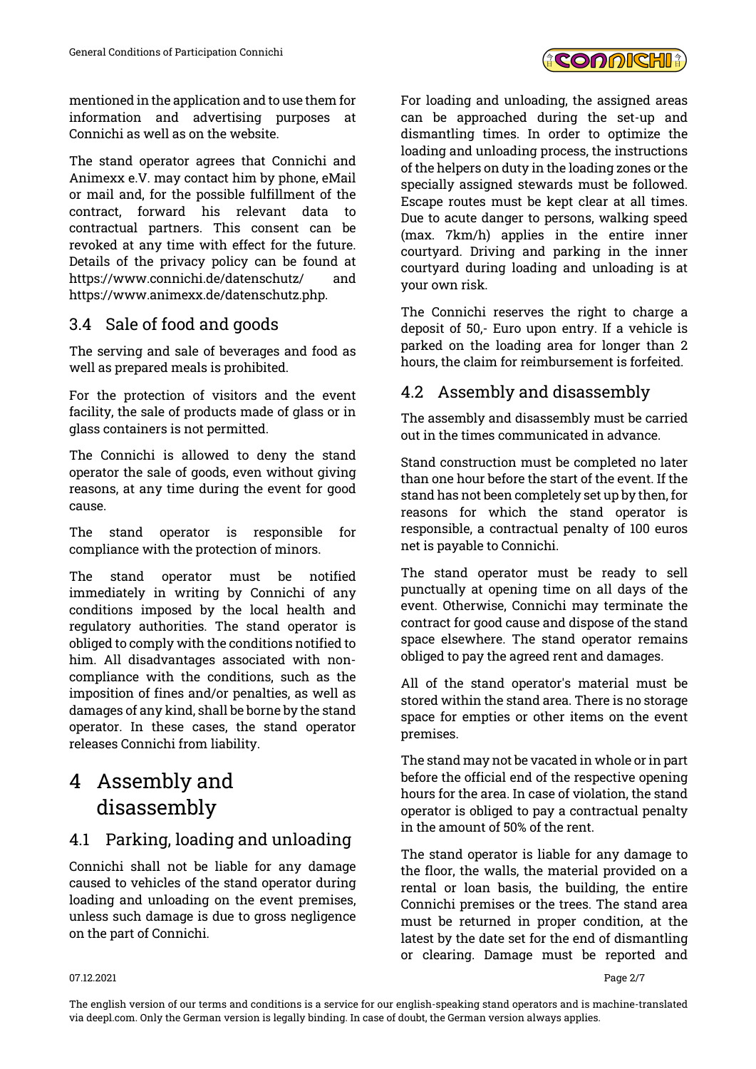mentioned in the application and to use them for information and advertising purposes at Connichi as well as on the website.

The stand operator agrees that Connichi and Animexx e.V. may contact him by phone, eMail or mail and, for the possible fulfillment of the contract, forward his relevant data to contractual partners. This consent can be revoked at any time with effect for the future. Details of the privacy policy can be found at https://www.connichi.de/datenschutz/ and https://www.animexx.de/datenschutz.php.

## 3.4 Sale of food and goods

The serving and sale of beverages and food as well as prepared meals is prohibited.

For the protection of visitors and the event facility, the sale of products made of glass or in glass containers is not permitted.

The Connichi is allowed to deny the stand operator the sale of goods, even without giving reasons, at any time during the event for good cause.

The stand operator is responsible for compliance with the protection of minors.

The stand operator must be notified immediately in writing by Connichi of any conditions imposed by the local health and regulatory authorities. The stand operator is obliged to comply with the conditions notified to him. All disadvantages associated with non-compliance with the conditions, such as the imposition of fines and/or penalties, as well as damages of any kind, shall be borne by the stand operator. In these cases, the stand operator releases Connichi from liability.

# 4 Assembly and disassembly

## 4.1 Parking, loading and unloading

Connichi shall not be liable for any damage caused to vehicles of the stand operator during loading and unloading on the event premises, unless such damage is due to gross negligence on the part of Connichi.

For loading and unloading, the assigned areas can be approached during the set-up and dismantling times. In order to optimize the loading and unloading process, the instructions of the helpers on duty in the loading zones or the specially assigned stewards must be followed. Escape routes must be kept clear at all times. Due to acute danger to persons, walking speed (max. 7km/h) applies in the entire inner courtyard. Driving and parking in the inner courtyard during loading and unloading is at your own risk.

The Connichi reserves the right to charge a deposit of 50,- Euro upon entry. If a vehicle is parked on the loading area for longer than 2 hours, the claim for reimbursement is forfeited.

## 4.2 Assembly and disassembly

The assembly and disassembly must be carried out in the times communicated in advance.

Stand construction must be completed no later than one hour before the start of the event. If the stand has not been completely set up by then, for reasons for which the stand operator is responsible, a contractual penalty of 100 euros net is payable to Connichi.

The stand operator must be ready to sell punctually at opening time on all days of the event. Otherwise, Connichi may terminate the contract for good cause and dispose of the stand space elsewhere. The stand operator remains obliged to pay the agreed rent and damages.

All of the stand operator's material must be stored within the stand area. There is no storage space for empties or other items on the event premises.

The stand may not be vacated in whole or in part before the official end of the respective opening hours for the area. In case of violation, the stand operator is obliged to pay a contractual penalty in the amount of 50% of the rent.

The stand operator is liable for any damage to the floor, the walls, the material provided on a rental or loan basis, the building, the entire Connichi premises or the trees. The stand area must be returned in proper condition, at the latest by the date set for the end of dismantling or clearing. Damage must be reported and

The english version of our terms and conditions is a service for our english-speaking stand operators and is machine-translated via deepl.com. Only the German version is legally binding. In case of doubt, the German version always applies.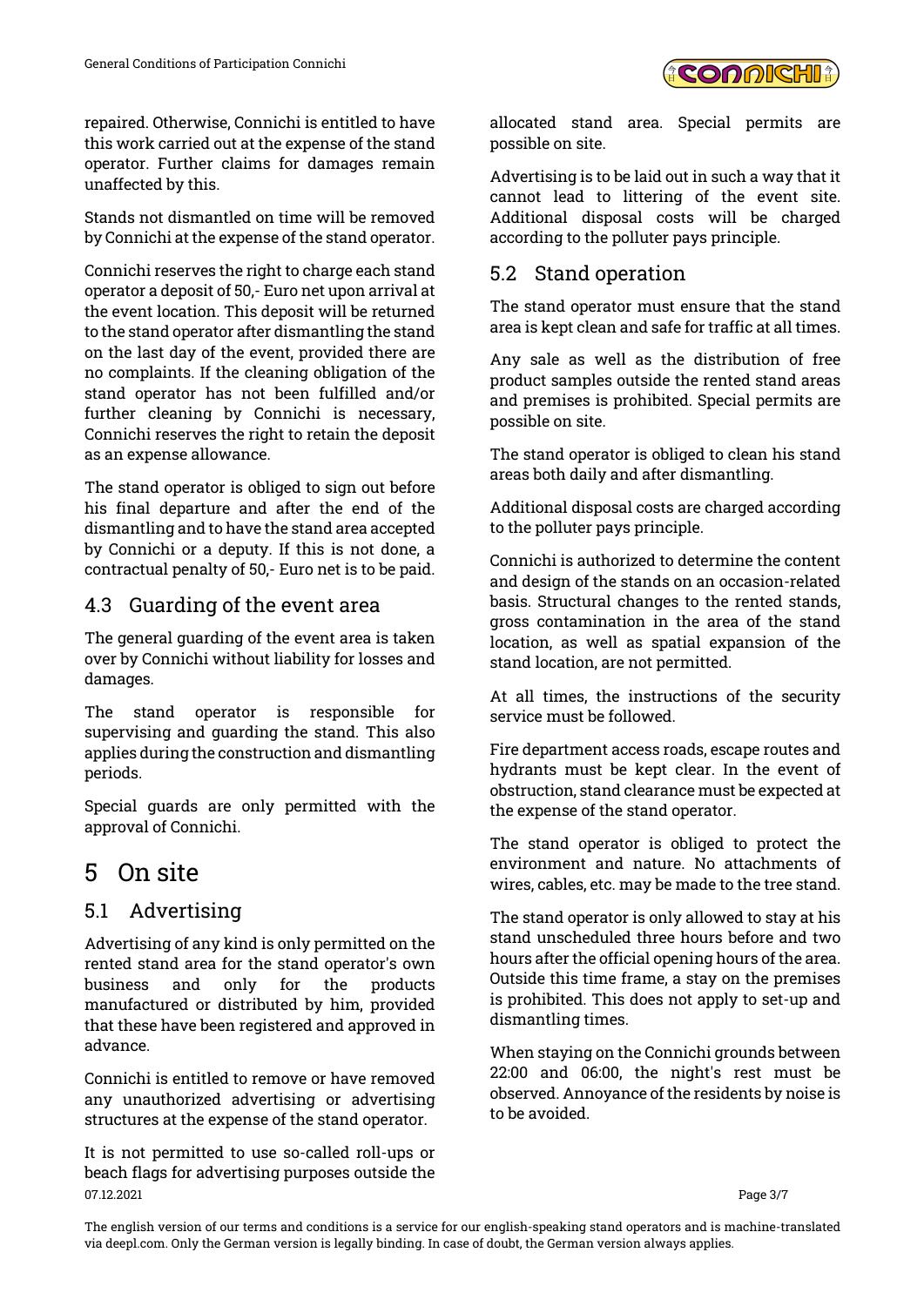repaired. Otherwise, Connichi is entitled to have this work carried out at the expense of the stand operator. Further claims for damages remain unaffected by this.

Stands not dismantled on time will be removed by Connichi at the expense of the stand operator.

Connichi reserves the right to charge each stand operator a deposit of 50,- Euro net upon arrival at the event location. This deposit will be returned to the stand operator after dismantling the stand on the last day of the event, provided there are no complaints. If the cleaning obligation of the stand operator has not been fulfilled and/or further cleaning by Connichi is necessary, Connichi reserves the right to retain the deposit as an expense allowance.

The stand operator is obliged to sign out before his final departure and after the end of the dismantling and to have the stand area accepted by Connichi or a deputy. If this is not done, a contractual penalty of 50,- Euro net is to be paid.

## 4.3 Guarding of the event area

The general guarding of the event area is taken over by Connichi without liability for losses and damages.

The stand operator is responsible for supervising and guarding the stand. This also applies during the construction and dismantling periods.

Special guards are only permitted with the approval of Connichi.

# 5 On site

## 5.1 Advertising

Advertising of any kind is only permitted on the rented stand area for the stand operator's own business and only for the products manufactured or distributed by him, provided that these have been registered and approved in advance.

Connichi is entitled to remove or have removed any unauthorized advertising or advertising structures at the expense of the stand operator.

It is not permitted to use so-called roll-ups or beach flags for advertising purposes outside the allocated stand area. Special permits are possible on site.

Advertising is to be laid out in such a way that it cannot lead to littering of the event site. Additional disposal costs will be charged according to the polluter pays principle.

## 5.2 Stand operation

The stand operator must ensure that the stand area is kept clean and safe for traffic at all times.

Any sale as well as the distribution of free product samples outside the rented stand areas and premises is prohibited. Special permits are possible on site.

The stand operator is obliged to clean his stand areas both daily and after dismantling.

Additional disposal costs are charged according to the polluter pays principle.

Connichi is authorized to determine the content and design of the stands on an occasion-related basis. Structural changes to the rented stands, gross contamination in the area of the stand location, as well as spatial expansion of the stand location, are not permitted.

At all times, the instructions of the security service must be followed.

Fire department access roads, escape routes and hydrants must be kept clear. In the event of obstruction, stand clearance must be expected at the expense of the stand operator.

The stand operator is obliged to protect the environment and nature. No attachments of wires, cables, etc. may be made to the tree stand.

The stand operator is only allowed to stay at his stand unscheduled three hours before and two hours after the official opening hours of the area. Outside this time frame, a stay on the premises is prohibited. This does not apply to set-up and dismantling times.

When staying on the Connichi grounds between 22:00 and 06:00, the night's rest must be observed. Annoyance of the residents by noise is to be avoided.

The english version of our terms and conditions is a service for our english-speaking stand operators and is machine-translated via deepl.com. Only the German version is legally binding. In case of doubt, the German version always applies.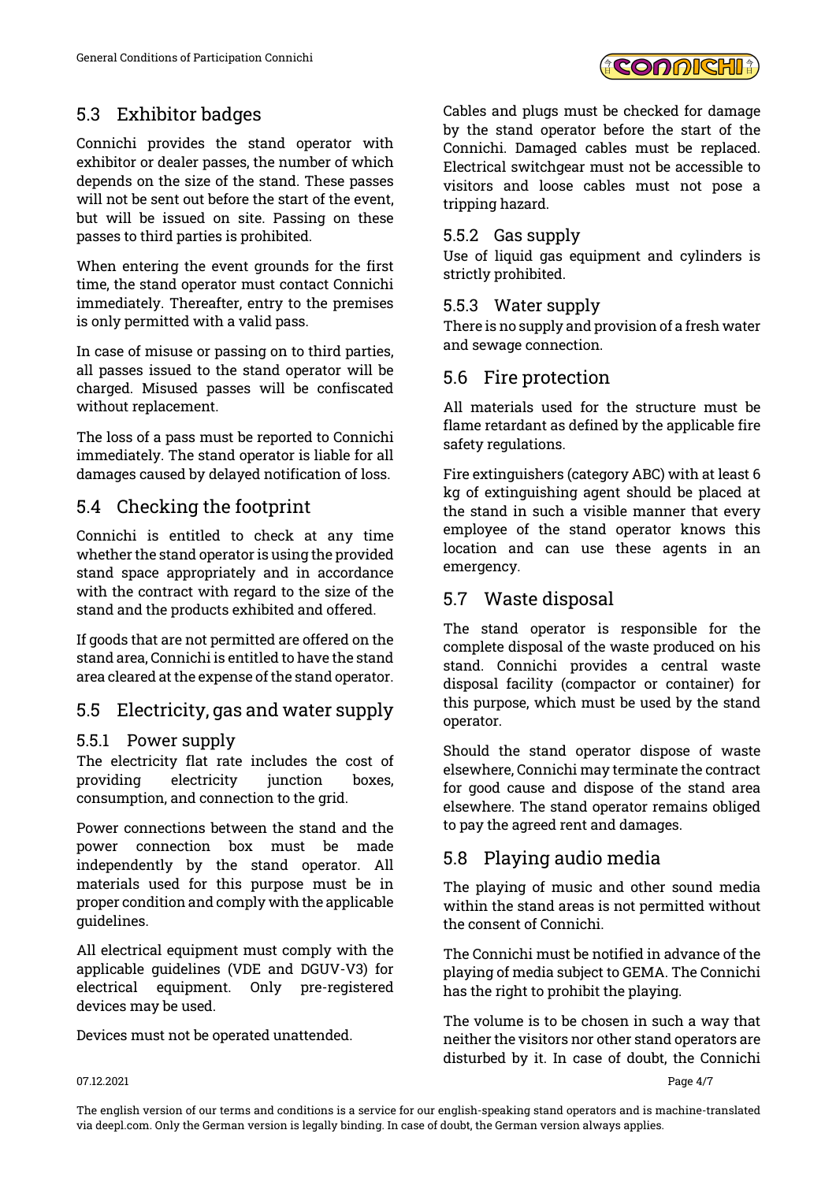## 5.3 Exhibitor badges

Connichi provides the stand operator with exhibitor or dealer passes, the number of which depends on the size of the stand. These passes will not be sent out before the start of the event, but will be issued on site. Passing on these passes to third parties is prohibited.

When entering the event grounds for the first time, the stand operator must contact Connichi immediately. Thereafter, entry to the premises is only permitted with a valid pass.

In case of misuse or passing on to third parties, all passes issued to the stand operator will be charged. Misused passes will be confiscated without replacement.

The loss of a pass must be reported to Connichi immediately. The stand operator is liable for all damages caused by delayed notification of loss.

## 5.4 Checking the footprint

Connichi is entitled to check at any time whether the stand operator is using the provided stand space appropriately and in accordance with the contract with regard to the size of the stand and the products exhibited and offered.

If goods that are not permitted are offered on the stand area, Connichi is entitled to have the stand area cleared at the expense of the stand operator.

## 5.5 Electricity, gas and water supply

### 5.5.1 Power supply

The electricity flat rate includes the cost of providing electricity junction boxes, consumption, and connection to the grid.

Power connections between the stand and the power connection box must be made independently by the stand operator. All materials used for this purpose must be in proper condition and comply with the applicable guidelines.

All electrical equipment must comply with the applicable guidelines (VDE and DGUV-V3) for electrical equipment. Only pre-registered devices may be used.

Devices must not be operated unattended.

Cables and plugs must be checked for damage by the stand operator before the start of the Connichi. Damaged cables must be replaced. Electrical switchgear must not be accessible to visitors and loose cables must not pose a tripping hazard.

### 5.5.2 Gas supply

Use of liquid gas equipment and cylinders is strictly prohibited.

### 5.5.3 Water supply

There is no supply and provision of a fresh water and sewage connection.

## 5.6 Fire protection

All materials used for the structure must be flame retardant as defined by the applicable fire safety regulations.

Fire extinguishers (category ABC) with at least 6 kg of extinguishing agent should be placed at the stand in such a visible manner that every employee of the stand operator knows this location and can use these agents in an emergency.

## 5.7 Waste disposal

The stand operator is responsible for the complete disposal of the waste produced on his stand. Connichi provides a central waste disposal facility (compactor or container) for this purpose, which must be used by the stand operator.

Should the stand operator dispose of waste elsewhere, Connichi may terminate the contract for good cause and dispose of the stand area elsewhere. The stand operator remains obliged to pay the agreed rent and damages.

## 5.8 Playing audio media

The playing of music and other sound media within the stand areas is not permitted without the consent of Connichi.

The Connichi must be notified in advance of the playing of media subject to GEMA. The Connichi has the right to prohibit the playing.

The volume is to be chosen in such a way that neither the visitors nor other stand operators are disturbed by it. In case of doubt, the Connichi

The english version of our terms and conditions is a service for our english-speaking stand operators and is machine-translated via deepl.com. Only the German version is legally binding. In case of doubt, the German version always applies.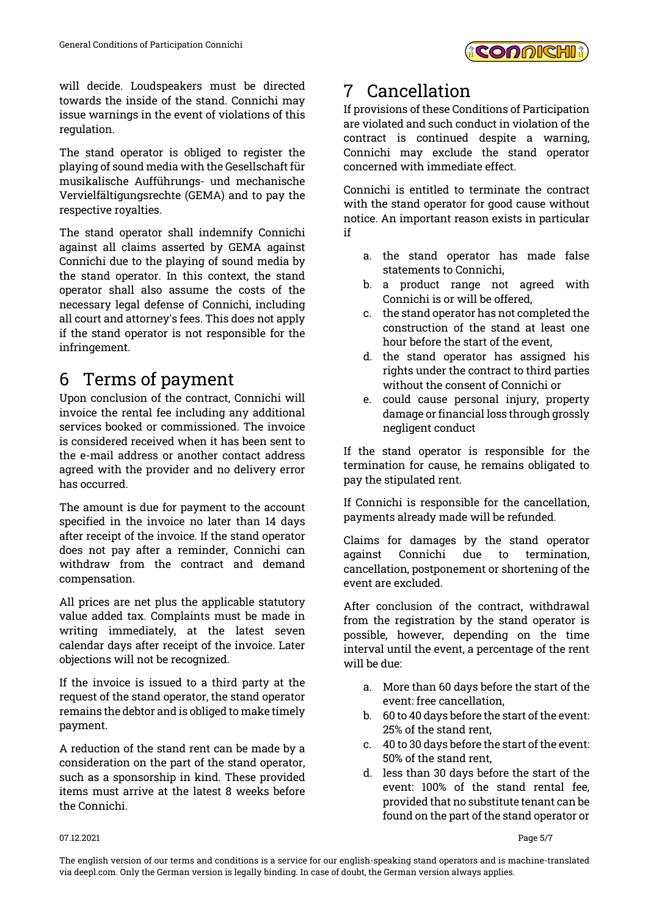will decide. Loudspeakers must be directed towards the inside of the stand. Connichi may issue warnings in the event of violations of this regulation.

The stand operator is obliged to register the playing of sound media with the Gesellschaft für musikalische Aufführungs- und mechanische Vervielfältigungsrechte (GEMA) and to pay the respective royalties.

The stand operator shall indemnify Connichi against all claims asserted by GEMA against Connichi due to the playing of sound media by the stand operator. In this context, the stand operator shall also assume the costs of the necessary legal defense of Connichi, including all court and attorney's fees. This does not apply if the stand operator is not responsible for the infringement.

# 6 Terms of payment

Upon conclusion of the contract, Connichi will invoice the rental fee including any additional services booked or commissioned. The invoice is considered received when it has been sent to the e-mail address or another contact address agreed with the provider and no delivery error has occurred.

The amount is due for payment to the account specified in the invoice no later than 14 days after receipt of the invoice. If the stand operator does not pay after a reminder, Connichi can withdraw from the contract and demand compensation.

All prices are net plus the applicable statutory value added tax. Complaints must be made in writing immediately, at the latest seven calendar days after receipt of the invoice. Later objections will not be recognized.

If the invoice is issued to a third party at the request of the stand operator, the stand operator remains the debtor and is obliged to make timely payment.

A reduction of the stand rent can be made by a consideration on the part of the stand operator, such as a sponsorship in kind. These provided items must arrive at the latest 8 weeks before the Connichi.

# 7 Cancellation

If provisions of these Conditions of Participation are violated and such conduct in violation of the contract is continued despite a warning, Connichi may exclude the stand operator concerned with immediate effect.

Connichi is entitled to terminate the contract with the stand operator for good cause without notice. An important reason exists in particular if

a. the stand operator has made false statements to Connichi,
b. a product range not agreed with Connichi is or will be offered,
c. the stand operator has not completed the construction of the stand at least one hour before the start of the event,
d. the stand operator has assigned his rights under the contract to third parties without the consent of Connichi or
e. could cause personal injury, property damage or financial loss through grossly negligent conduct

If the stand operator is responsible for the termination for cause, he remains obligated to pay the stipulated rent.

If Connichi is responsible for the cancellation, payments already made will be refunded.

Claims for damages by the stand operator against Connichi due to termination, cancellation, postponement or shortening of the event are excluded.

After conclusion of the contract, withdrawal from the registration by the stand operator is possible, however, depending on the time interval until the event, a percentage of the rent will be due:

a. More than 60 days before the start of the event: free cancellation,
b. 60 to 40 days before the start of the event: 25% of the stand rent,
c. 40 to 30 days before the start of the event: 50% of the stand rent,
d. less than 30 days before the start of the event: 100% of the stand rental fee, provided that no substitute tenant can be found on the part of the stand operator or

The english version of our terms and conditions is a service for our english-speaking stand operators and is machine-translated via deepl.com. Only the German version is legally binding. In case of doubt, the German version always applies.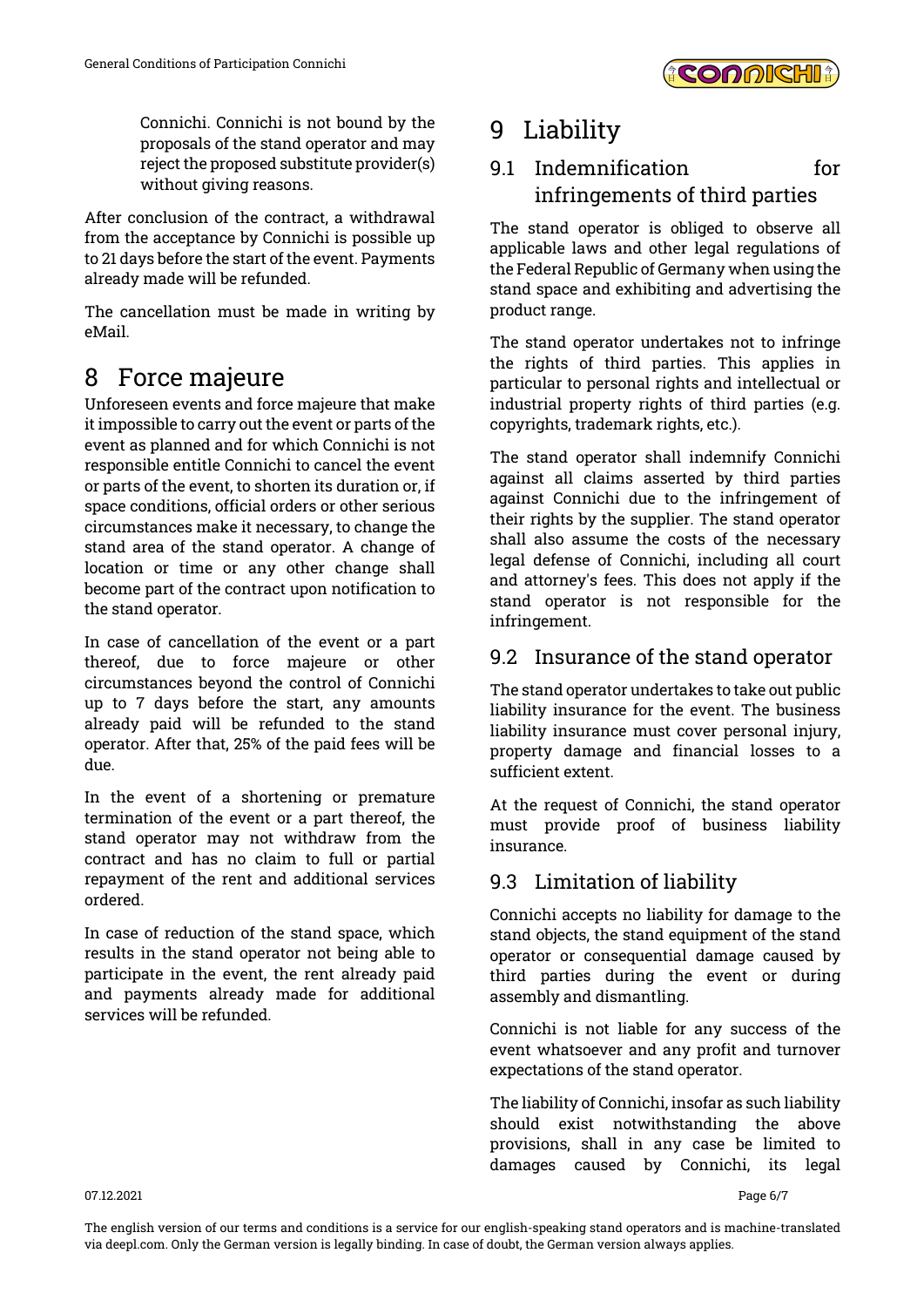Connichi. Connichi is not bound by the proposals of the stand operator and may reject the proposed substitute provider(s) without giving reasons.

After conclusion of the contract, a withdrawal from the acceptance by Connichi is possible up to 21 days before the start of the event. Payments already made will be refunded.

The cancellation must be made in writing by eMail.

# 8 Force majeure

Unforeseen events and force majeure that make it impossible to carry out the event or parts of the event as planned and for which Connichi is not responsible entitle Connichi to cancel the event or parts of the event, to shorten its duration or, if space conditions, official orders or other serious circumstances make it necessary, to change the stand area of the stand operator. A change of location or time or any other change shall become part of the contract upon notification to the stand operator.

In case of cancellation of the event or a part thereof, due to force majeure or other circumstances beyond the control of Connichi up to 7 days before the start, any amounts already paid will be refunded to the stand operator. After that, 25% of the paid fees will be due.

In the event of a shortening or premature termination of the event or a part thereof, the stand operator may not withdraw from the contract and has no claim to full or partial repayment of the rent and additional services ordered.

In case of reduction of the stand space, which results in the stand operator not being able to participate in the event, the rent already paid and payments already made for additional services will be refunded.

# 9 Liability

## 9.1 Indemnification for infringements of third parties

The stand operator is obliged to observe all applicable laws and other legal regulations of the Federal Republic of Germany when using the stand space and exhibiting and advertising the product range.

The stand operator undertakes not to infringe the rights of third parties. This applies in particular to personal rights and intellectual or industrial property rights of third parties (e.g. copyrights, trademark rights, etc.).

The stand operator shall indemnify Connichi against all claims asserted by third parties against Connichi due to the infringement of their rights by the supplier. The stand operator shall also assume the costs of the necessary legal defense of Connichi, including all court and attorney's fees. This does not apply if the stand operator is not responsible for the infringement.

## 9.2 Insurance of the stand operator

The stand operator undertakes to take out public liability insurance for the event. The business liability insurance must cover personal injury, property damage and financial losses to a sufficient extent.

At the request of Connichi, the stand operator must provide proof of business liability insurance.

## 9.3 Limitation of liability

Connichi accepts no liability for damage to the stand objects, the stand equipment of the stand operator or consequential damage caused by third parties during the event or during assembly and dismantling.

Connichi is not liable for any success of the event whatsoever and any profit and turnover expectations of the stand operator.

The liability of Connichi, insofar as such liability should exist notwithstanding the above provisions, shall in any case be limited to damages caused by Connichi, its legal

The english version of our terms and conditions is a service for our english-speaking stand operators and is machine-translated via deepl.com. Only the German version is legally binding. In case of doubt, the German version always applies.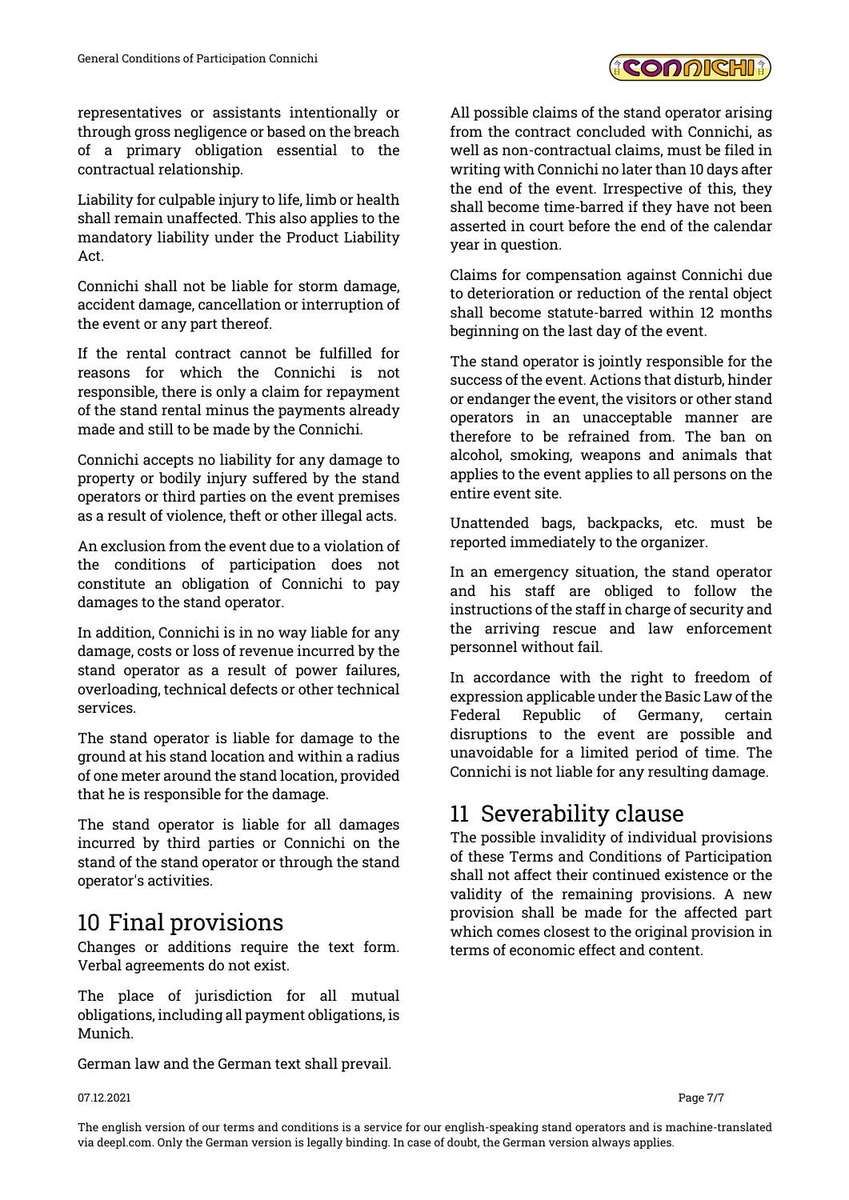representatives or assistants intentionally or through gross negligence or based on the breach of a primary obligation essential to the contractual relationship.

Liability for culpable injury to life, limb or health shall remain unaffected. This also applies to the mandatory liability under the Product Liability Act.

Connichi shall not be liable for storm damage, accident damage, cancellation or interruption of the event or any part thereof.

If the rental contract cannot be fulfilled for reasons for which the Connichi is not responsible, there is only a claim for repayment of the stand rental minus the payments already made and still to be made by the Connichi.

Connichi accepts no liability for any damage to property or bodily injury suffered by the stand operators or third parties on the event premises as a result of violence, theft or other illegal acts.

An exclusion from the event due to a violation of the conditions of participation does not constitute an obligation of Connichi to pay damages to the stand operator.

In addition, Connichi is in no way liable for any damage, costs or loss of revenue incurred by the stand operator as a result of power failures, overloading, technical defects or other technical services.

The stand operator is liable for damage to the ground at his stand location and within a radius of one meter around the stand location, provided that he is responsible for the damage.

The stand operator is liable for all damages incurred by third parties or Connichi on the stand of the stand operator or through the stand operator's activities.

# 10 Final provisions

Changes or additions require the text form. Verbal agreements do not exist.

The place of jurisdiction for all mutual obligations, including all payment obligations, is Munich.

German law and the German text shall prevail.

All possible claims of the stand operator arising from the contract concluded with Connichi, as well as non-contractual claims, must be filed in writing with Connichi no later than 10 days after the end of the event. Irrespective of this, they shall become time-barred if they have not been asserted in court before the end of the calendar year in question.

Claims for compensation against Connichi due to deterioration or reduction of the rental object shall become statute-barred within 12 months beginning on the last day of the event.

The stand operator is jointly responsible for the success of the event. Actions that disturb, hinder or endanger the event, the visitors or other stand operators in an unacceptable manner are therefore to be refrained from. The ban on alcohol, smoking, weapons and animals that applies to the event applies to all persons on the entire event site.

Unattended bags, backpacks, etc. must be reported immediately to the organizer.

In an emergency situation, the stand operator and his staff are obliged to follow the instructions of the staff in charge of security and the arriving rescue and law enforcement personnel without fail.

In accordance with the right to freedom of expression applicable under the Basic Law of the Federal Republic of Germany, certain disruptions to the event are possible and unavoidable for a limited period of time. The Connichi is not liable for any resulting damage.

# 11 Severability clause

The possible invalidity of individual provisions of these Terms and Conditions of Participation shall not affect their continued existence or the validity of the remaining provisions. A new provision shall be made for the affected part which comes closest to the original provision in terms of economic effect and content.

The english version of our terms and conditions is a service for our english-speaking stand operators and is machine-translated via deepl.com. Only the German version is legally binding. In case of doubt, the German version always applies.